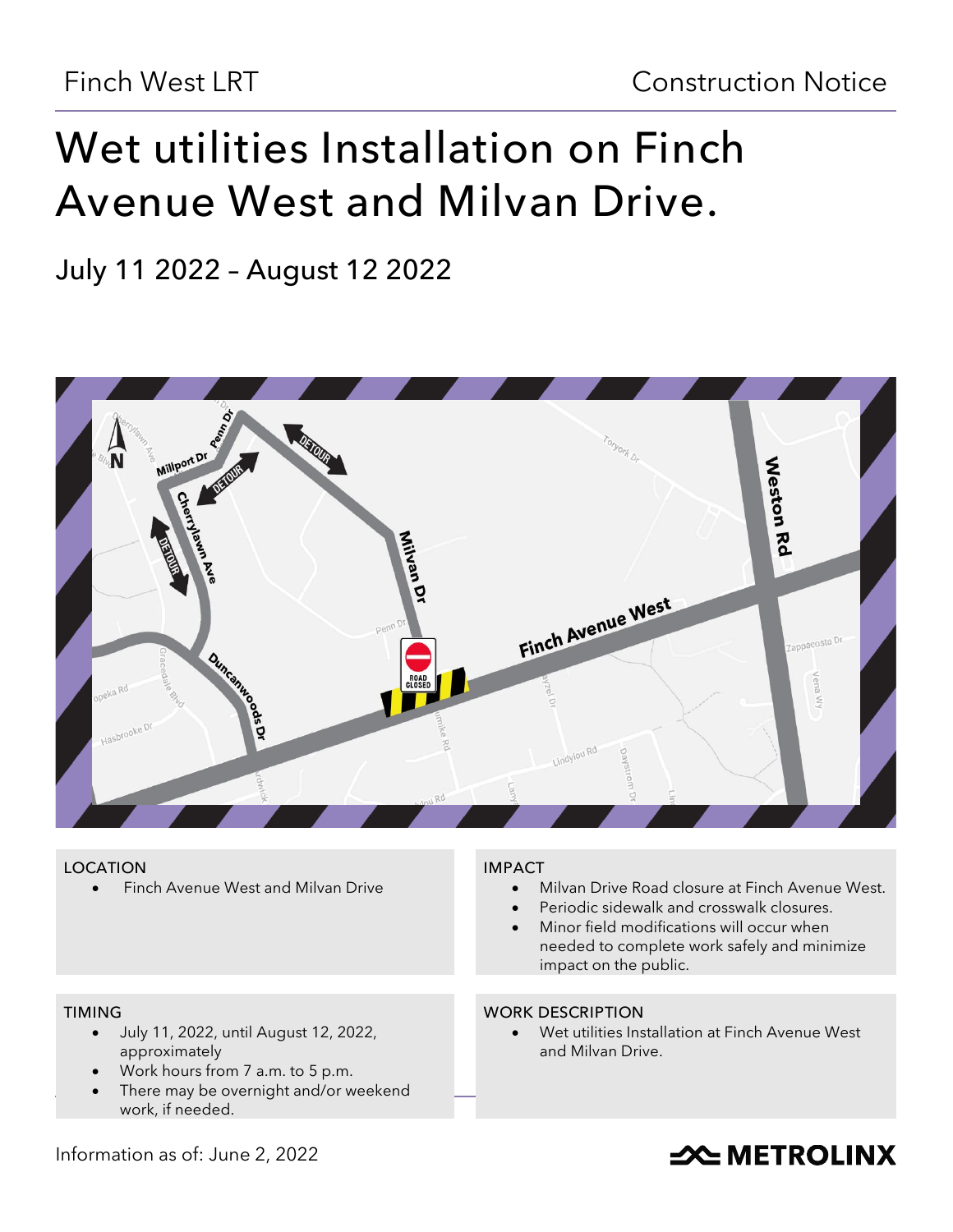Finch West LRT

Construction Notice

# Wet utilities Installation on Finch Avenue West and Milvan Drive.

## July 11 2022 – August 12 2022

### LOCATION

- Finch Avenue West and Milvan Drive

### IMPACT

- Milvan Drive Road closure at Finch Avenue West.
- Periodic sidewalk and crosswalk closures.
- Minor field modifications will occur when needed to complete work safely and minimize impact on the public.

### TIMING

- July 11, 2022, until August 12, 2022, approximately
- Work hours from 7 a.m. to 5 p.m.
- There may be overnight and/or weekend work, if needed.

### WORK DESCRIPTION

- Wet utilities Installation at Finch Avenue West and Milvan Drive.

Information as of: June 2, 2022

METROLINX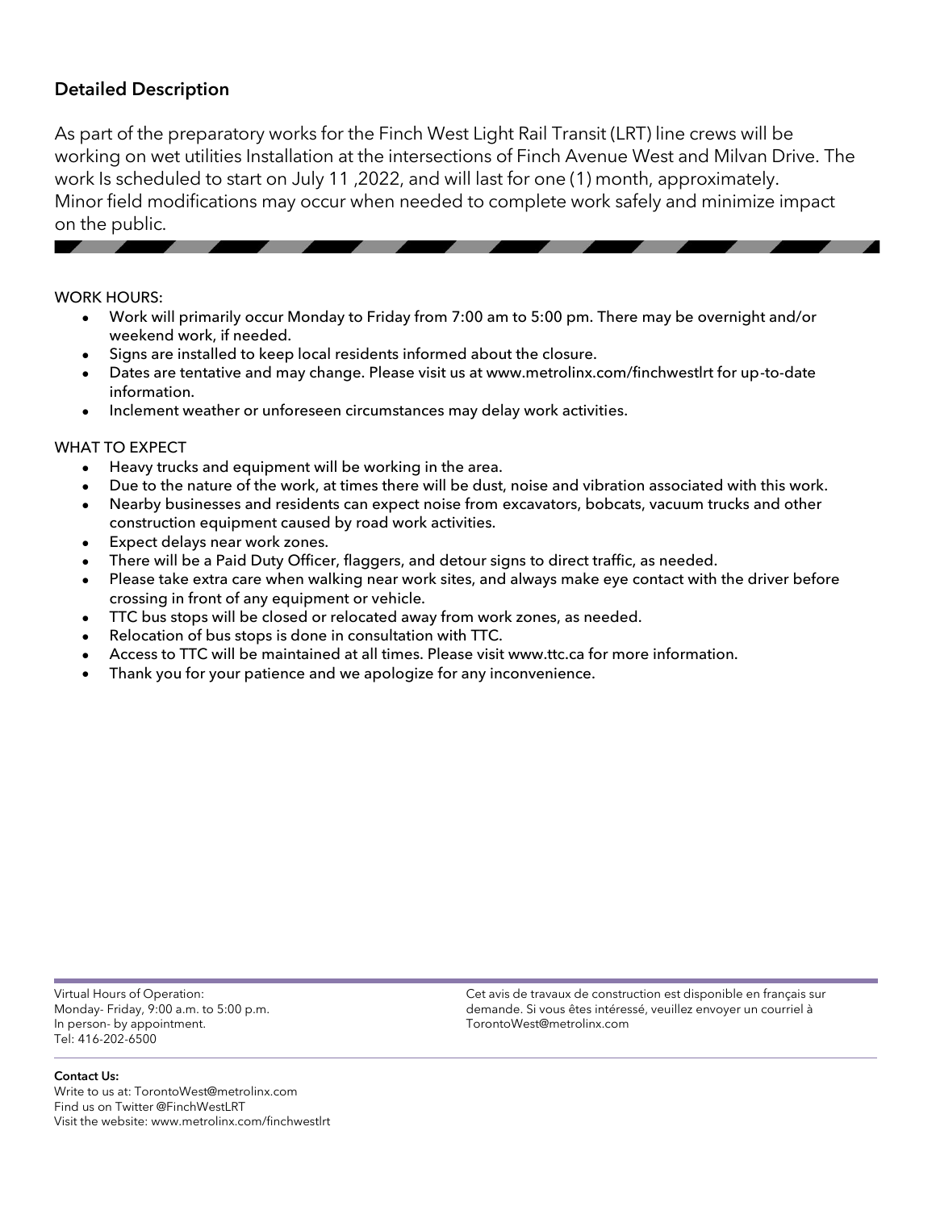## Detailed Description

As part of the preparatory works for the Finch West Light Rail Transit (LRT) line crews will be working on wet utilities Installation at the intersections of Finch Avenue West and Milvan Drive. The work Is scheduled to start on July 11 ,2022, and will last for one (1) month, approximately. Minor field modifications may occur when needed to complete work safely and minimize impact on the public.

WORK HOURS:

- Work will primarily occur Monday to Friday from 7:00 am to 5:00 pm. There may be overnight and/or weekend work, if needed.
- Signs are installed to keep local residents informed about the closure.
- Dates are tentative and may change. Please visit us at www.metrolinx.com/finchwestlrt for up-to-date information.
- Inclement weather or unforeseen circumstances may delay work activities.

WHAT TO EXPECT

- Heavy trucks and equipment will be working in the area.
- Due to the nature of the work, at times there will be dust, noise and vibration associated with this work.
- Nearby businesses and residents can expect noise from excavators, bobcats, vacuum trucks and other construction equipment caused by road work activities.
- Expect delays near work zones.
- There will be a Paid Duty Officer, flaggers, and detour signs to direct traffic, as needed.
- Please take extra care when walking near work sites, and always make eye contact with the driver before crossing in front of any equipment or vehicle.
- TTC bus stops will be closed or relocated away from work zones, as needed.
- Relocation of bus stops is done in consultation with TTC.
- Access to TTC will be maintained at all times. Please visit www.ttc.ca for more information.
- Thank you for your patience and we apologize for any inconvenience.

Virtual Hours of Operation:
Monday- Friday, 9:00 a.m. to 5:00 p.m.
In person- by appointment.
Tel: 416-202-6500

Cet avis de travaux de construction est disponible en français sur demande. Si vous êtes intéressé, veuillez envoyer un courriel à TorontoWest@metrolinx.com

**Contact Us:**
Write to us at: TorontoWest@metrolinx.com
Find us on Twitter @FinchWestLRT
Visit the website: www.metrolinx.com/finchwestlrt